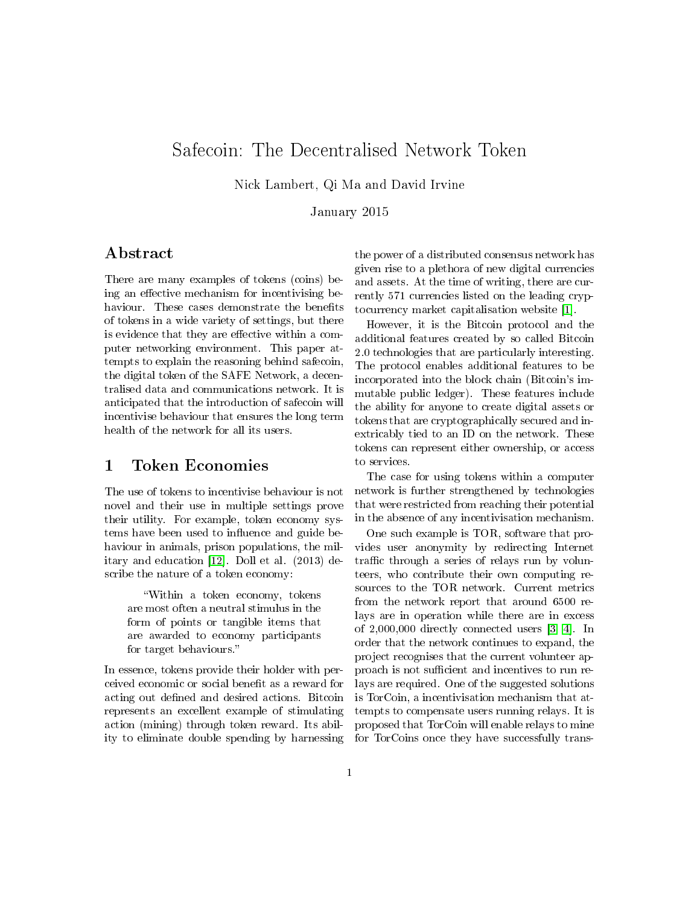# Safecoin: The Decentralised Network Token

Nick Lambert, Qi Ma and David Irvine

January 2015

## Abstract

There are many examples of tokens (coins) being an effective mechanism for incentivising behaviour. These cases demonstrate the benefits of tokens in a wide variety of settings, but there is evidence that they are effective within a computer networking environment. This paper attempts to explain the reasoning behind safecoin, the digital token of the SAFE Network, a decentralised data and communications network. It is anticipated that the introduction of safecoin will incentivise behaviour that ensures the long term health of the network for all its users.

## 1 Token Economies

The use of tokens to incentivise behaviour is not novel and their use in multiple settings prove their utility. For example, token economy systems have been used to influence and guide behaviour in animals, prison populations, the military and education [12]. Doll et al. (2013) describe the nature of a token economy:

> "Within a token economy, tokens are most often a neutral stimulus in the form of points or tangible items that are awarded to economy participants for target behaviours."

In essence, tokens provide their holder with perceived economic or social benefit as a reward for acting out defined and desired actions. Bitcoin represents an excellent example of stimulating action (mining) through token reward. Its ability to eliminate double spending by harnessing the power of a distributed consensus network has given rise to a plethora of new digital currencies and assets. At the time of writing, there are currently 571 currencies listed on the leading cryptocurrency market capitalisation website [1].

However, it is the Bitcoin protocol and the additional features created by so called Bitcoin 2.0 technologies that are particularly interesting. The protocol enables additional features to be incorporated into the block chain (Bitcoin's immutable public ledger). These features include the ability for anyone to create digital assets or tokens that are cryptographically secured and inextricably tied to an ID on the network. These tokens can represent either ownership, or access to services.

The case for using tokens within a computer network is further strengthened by technologies that were restricted from reaching their potential in the absence of any incentivisation mechanism.

One such example is TOR, software that provides user anonymity by redirecting Internet traffic through a series of relays run by volunteers, who contribute their own computing resources to the TOR network. Current metrics from the network report that around 6500 relays are in operation while there are in excess of 2,000,000 directly connected users [3] [4]. In order that the network continues to expand, the project recognises that the current volunteer approach is not sufficient and incentives to run relays are required. One of the suggested solutions is TorCoin, a incentivisation mechanism that attempts to compensate users running relays. It is proposed that TorCoin will enable relays to mine for TorCoins once they have successfully trans-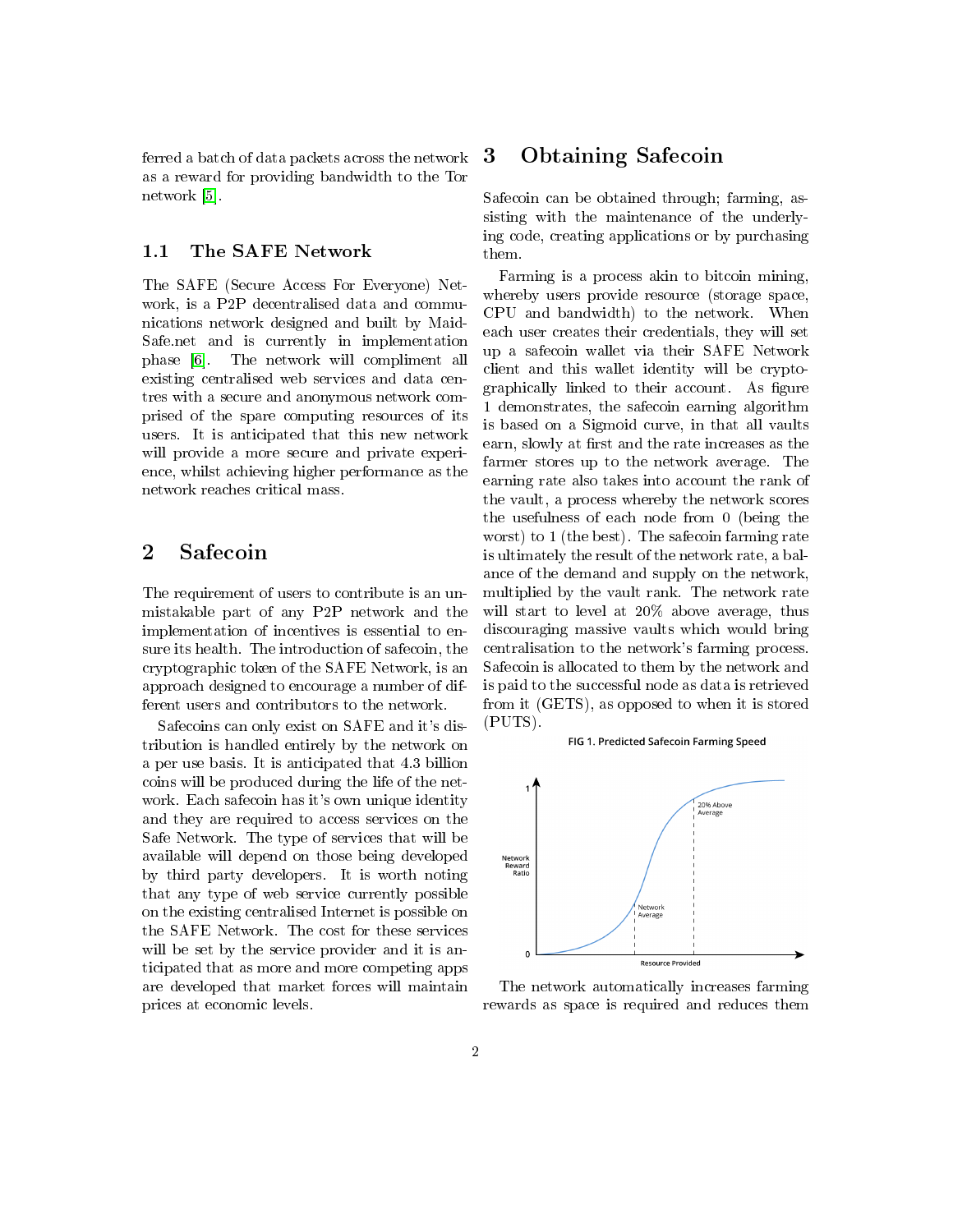ferred a batch of data packets across the network as a reward for providing bandwidth to the Tor network [5].

### 1.1 The SAFE Network

The SAFE (Secure Access For Everyone) Network, is a P2P decentralised data and communications network designed and built by MaidSafe.net and is currently in implementation phase [6]. The network will compliment all existing centralised web services and data centres with a secure and anonymous network comprised of the spare computing resources of its users. It is anticipated that this new network will provide a more secure and private experience, whilst achieving higher performance as the network reaches critical mass.

## 2 Safecoin

The requirement of users to contribute is an unmistakable part of any P2P network and the implementation of incentives is essential to ensure its health. The introduction of safecoin, the cryptographic token of the SAFE Network, is an approach designed to encourage a number of different users and contributors to the network.

Safecoins can only exist on SAFE and it's distribution is handled entirely by the network on a per use basis. It is anticipated that 4.3 billion coins will be produced during the life of the network. Each safecoin has it's own unique identity and they are required to access services on the Safe Network. The type of services that will be available will depend on those being developed by third party developers. It is worth noting that any type of web service currently possible on the existing centralised Internet is possible on the SAFE Network. The cost for these services will be set by the service provider and it is anticipated that as more and more competing apps are developed that market forces will maintain prices at economic levels.

## 3 Obtaining Safecoin

Safecoin can be obtained through; farming, assisting with the maintenance of the underlying code, creating applications or by purchasing them.

Farming is a process akin to bitcoin mining, whereby users provide resource (storage space, CPU and bandwidth) to the network. When each user creates their credentials, they will set up a safecoin wallet via their SAFE Network client and this wallet identity will be cryptographically linked to their account. As figure 1 demonstrates, the safecoin earning algorithm is based on a Sigmoid curve, in that all vaults earn, slowly at first and the rate increases as the farmer stores up to the network average. The earning rate also takes into account the rank of the vault, a process whereby the network scores the usefulness of each node from 0 (being the worst) to 1 (the best). The safecoin farming rate is ultimately the result of the network rate, a balance of the demand and supply on the network, multiplied by the vault rank. The network rate will start to level at 20% above average, thus discouraging massive vaults which would bring centralisation to the network's farming process. Safecoin is allocated to them by the network and is paid to the successful node as data is retrieved from it (GETS), as opposed to when it is stored (PUTS).

FIG 1. Predicted Safecoin Farming Speed

The network automatically increases farming rewards as space is required and reduces them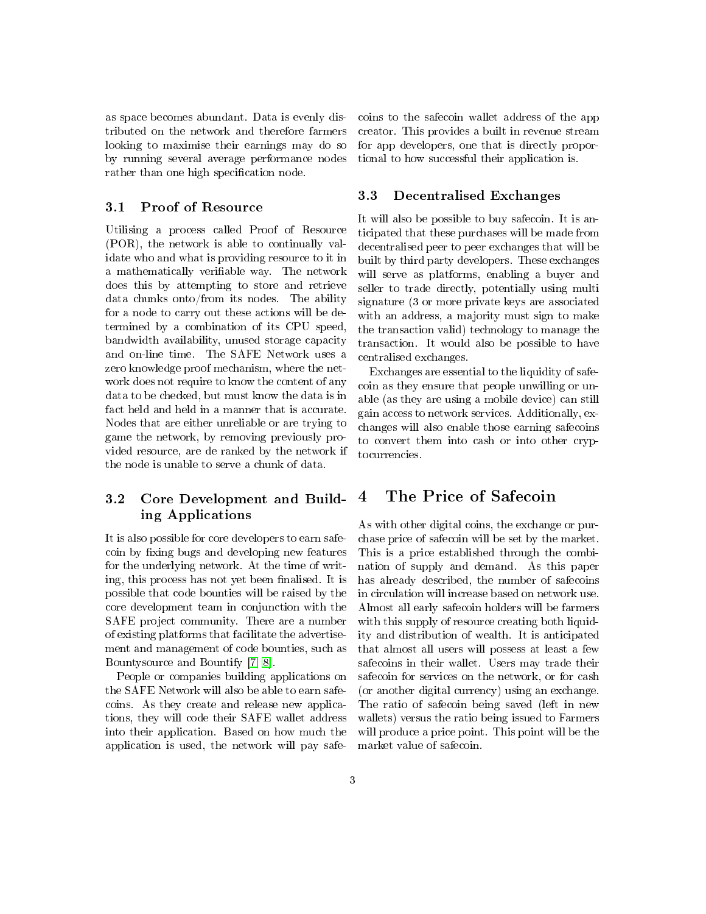as space becomes abundant. Data is evenly distributed on the network and therefore farmers looking to maximise their earnings may do so by running several average performance nodes rather than one high specification node.

### 3.1 Proof of Resource

Utilising a process called Proof of Resource (POR), the network is able to continually validate who and what is providing resource to it in a mathematically verifiable way. The network does this by attempting to store and retrieve data chunks onto/from its nodes. The ability for a node to carry out these actions will be determined by a combination of its CPU speed, bandwidth availability, unused storage capacity and on-line time. The SAFE Network uses a zero knowledge proof mechanism, where the network does not require to know the content of any data to be checked, but must know the data is in fact held and held in a manner that is accurate. Nodes that are either unreliable or are trying to game the network, by removing previously provided resource, are de ranked by the network if the node is unable to serve a chunk of data.

### 3.2 Core Development and Building Applications

It is also possible for core developers to earn safecoin by fixing bugs and developing new features for the underlying network. At the time of writing, this process has not yet been finalised. It is possible that code bounties will be raised by the core development team in conjunction with the SAFE project community. There are a number of existing platforms that facilitate the advertisement and management of code bounties, such as Bountysource and Bountify [7, 8].

People or companies building applications on the SAFE Network will also be able to earn safecoins. As they create and release new applications, they will code their SAFE wallet address into their application. Based on how much the application is used, the network will pay safecoins to the safecoin wallet address of the app creator. This provides a built in revenue stream for app developers, one that is directly proportional to how successful their application is.

### 3.3 Decentralised Exchanges

It will also be possible to buy safecoin. It is anticipated that these purchases will be made from decentralised peer to peer exchanges that will be built by third party developers. These exchanges will serve as platforms, enabling a buyer and seller to trade directly, potentially using multi signature (3 or more private keys are associated with an address, a majority must sign to make the transaction valid) technology to manage the transaction. It would also be possible to have centralised exchanges.

Exchanges are essential to the liquidity of safecoin as they ensure that people unwilling or unable (as they are using a mobile device) can still gain access to network services. Additionally, exchanges will also enable those earning safecoins to convert them into cash or into other cryptocurrencies.

## 4 The Price of Safecoin

As with other digital coins, the exchange or purchase price of safecoin will be set by the market. This is a price established through the combination of supply and demand. As this paper has already described, the number of safecoins in circulation will increase based on network use. Almost all early safecoin holders will be farmers with this supply of resource creating both liquidity and distribution of wealth. It is anticipated that almost all users will possess at least a few safecoins in their wallet. Users may trade their safecoin for services on the network, or for cash (or another digital currency) using an exchange. The ratio of safecoin being saved (left in new wallets) versus the ratio being issued to Farmers will produce a price point. This point will be the market value of safecoin.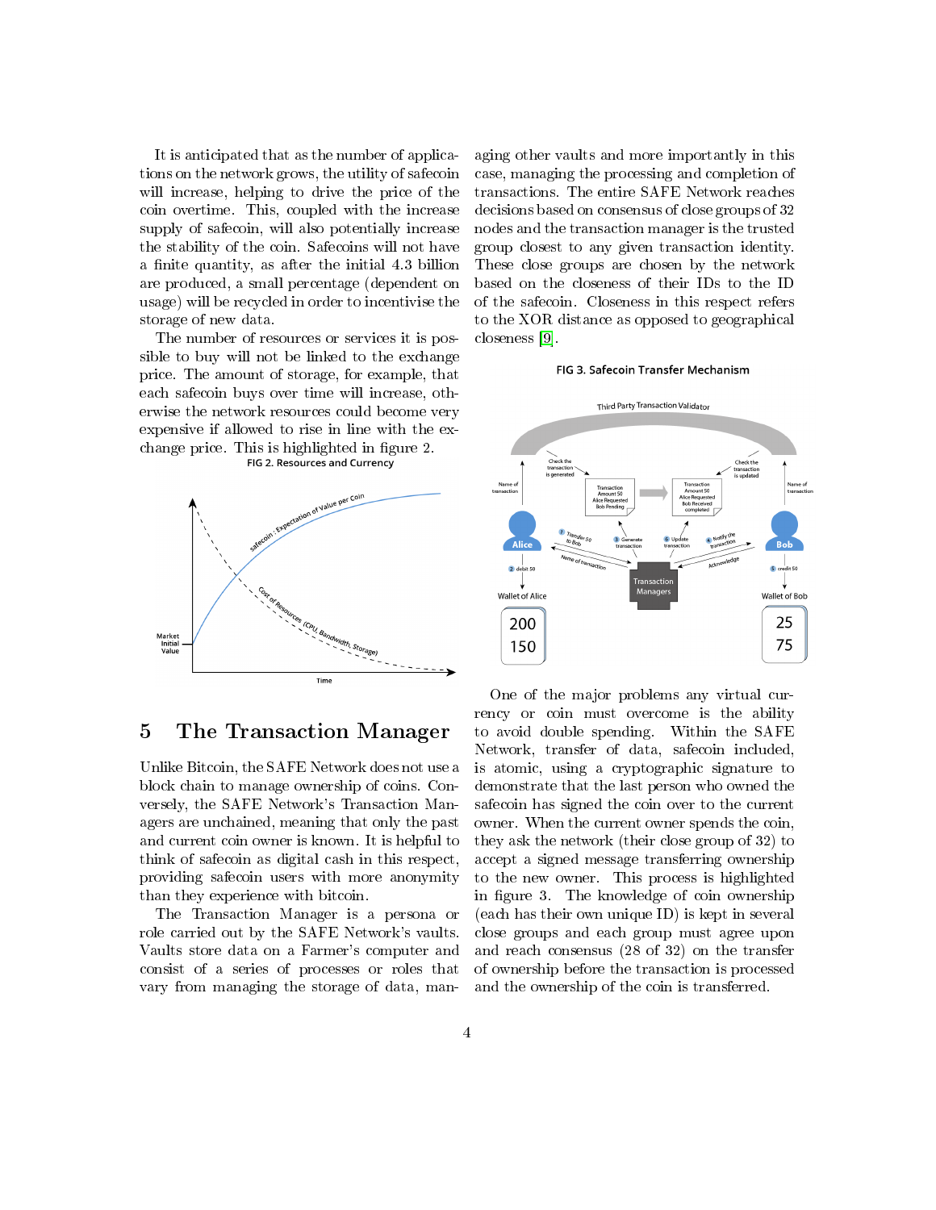It is anticipated that as the number of applications on the network grows, the utility of safecoin will increase, helping to drive the price of the coin overtime. This, coupled with the increase supply of safecoin, will also potentially increase the stability of the coin. Safecoins will not have a finite quantity, as after the initial 4.3 billion are produced, a small percentage (dependent on usage) will be recycled in order to incentivise the storage of new data.

The number of resources or services it is possible to buy will not be linked to the exchange price. The amount of storage, for example, that each safecoin buys over time will increase, otherwise the network resources could become very expensive if allowed to rise in line with the exchange price. This is highlighted in figure 2.

FIG 2. Resources and Currency

## 5 The Transaction Manager

Unlike Bitcoin, the SAFE Network does not use a block chain to manage ownership of coins. Conversely, the SAFE Network's Transaction Managers are unchained, meaning that only the past and current coin owner is known. It is helpful to think of safecoin as digital cash in this respect, providing safecoin users with more anonymity than they experience with bitcoin.

The Transaction Manager is a persona or role carried out by the SAFE Network's vaults. Vaults store data on a Farmer's computer and consist of a series of processes or roles that vary from managing the storage of data, managing other vaults and more importantly in this case, managing the processing and completion of transactions. The entire SAFE Network reaches decisions based on consensus of close groups of 32 nodes and the transaction manager is the trusted group closest to any given transaction identity. These close groups are chosen by the network based on the closeness of their IDs to the ID of the safecoin. Closeness in this respect refers to the XOR distance as opposed to geographical closeness [9].

FIG 3. Safecoin Transfer Mechanism

One of the major problems any virtual currency or coin must overcome is the ability to avoid double spending. Within the SAFE Network, transfer of data, safecoin included, is atomic, using a cryptographic signature to demonstrate that the last person who owned the safecoin has signed the coin over to the current owner. When the current owner spends the coin, they ask the network (their close group of 32) to accept a signed message transferring ownership to the new owner. This process is highlighted in figure 3. The knowledge of coin ownership (each has their own unique ID) is kept in several close groups and each group must agree upon and reach consensus (28 of 32) on the transfer of ownership before the transaction is processed and the ownership of the coin is transferred.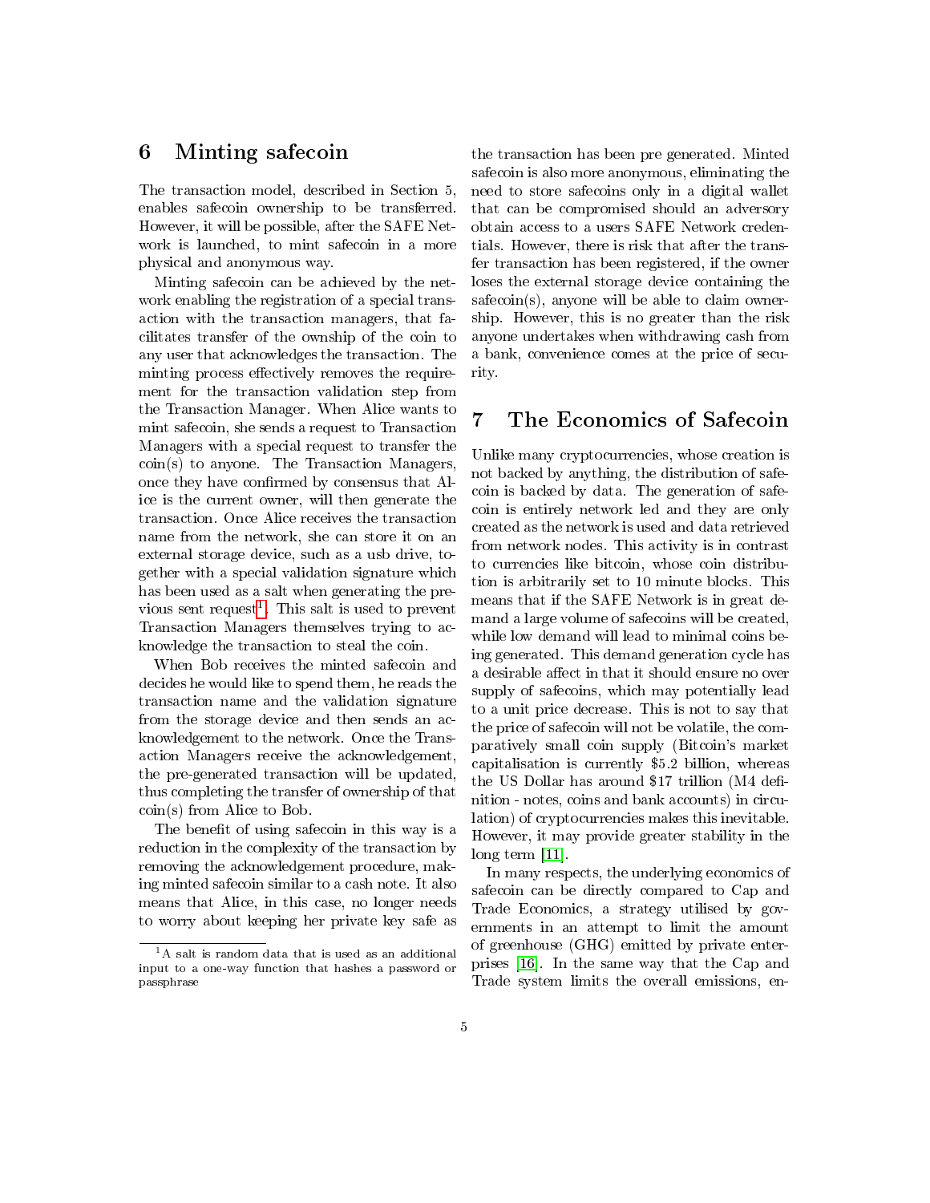## 6 Minting safecoin

The transaction model, described in Section 5, enables safecoin ownership to be transferred. However, it will be possible, after the SAFE Network is launched, to mint safecoin in a more physical and anonymous way.

Minting safecoin can be achieved by the network enabling the registration of a special transaction with the transaction managers, that facilitates transfer of the ownship of the coin to any user that acknowledges the transaction. The minting process effectively removes the requirement for the transaction validation step from the Transaction Manager. When Alice wants to mint safecoin, she sends a request to Transaction Managers with a special request to transfer the coin(s) to anyone. The Transaction Managers, once they have confirmed by consensus that Alice is the current owner, will then generate the transaction. Once Alice receives the transaction name from the network, she can store it on an external storage device, such as a usb drive, together with a special validation signature which has been used as a salt when generating the previous sent request[1]. This salt is used to prevent Transaction Managers themselves trying to acknowledge the transaction to steal the coin.

When Bob receives the minted safecoin and decides he would like to spend them, he reads the transaction name and the validation signature from the storage device and then sends an acknowledgement to the network. Once the Transaction Managers receive the acknowledgement, the pre-generated transaction will be updated, thus completing the transfer of ownership of that coin(s) from Alice to Bob.

The benefit of using safecoin in this way is a reduction in the complexity of the transaction by removing the acknowledgement procedure, making minted safecoin similar to a cash note. It also means that Alice, in this case, no longer needs to worry about keeping her private key safe as the transaction has been pre generated. Minted safecoin is also more anonymous, eliminating the need to store safecoins only in a digital wallet that can be compromised should an adversory obtain access to a users SAFE Network credentials. However, there is risk that after the transfer transaction has been registered, if the owner loses the external storage device containing the safecoin(s), anyone will be able to claim ownership. However, this is no greater than the risk anyone undertakes when withdrawing cash from a bank, convenience comes at the price of security.

[1] A salt is random data that is used as an additional input to a one-way function that hashes a password or passphrase

## 7 The Economics of Safecoin

Unlike many cryptocurrencies, whose creation is not backed by anything, the distribution of safecoin is backed by data. The generation of safecoin is entirely network led and they are only created as the network is used and data retrieved from network nodes. This activity is in contrast to currencies like bitcoin, whose coin distribution is arbitrarily set to 10 minute blocks. This means that if the SAFE Network is in great demand a large volume of safecoins will be created, while low demand will lead to minimal coins being generated. This demand generation cycle has a desirable affect in that it should ensure no over supply of safecoins, which may potentially lead to a unit price decrease. This is not to say that the price of safecoin will not be volatile, the comparatively small coin supply (Bitcoin's market capitalisation is currently $5.2 billion, whereas the US Dollar has around $17 trillion (M4 definition - notes, coins and bank accounts) in circulation) of cryptocurrencies makes this inevitable. However, it may provide greater stability in the long term [11].

In many respects, the underlying economics of safecoin can be directly compared to Cap and Trade Economics, a strategy utilised by governments in an attempt to limit the amount of greenhouse (GHG) emitted by private enterprises [16]. In the same way that the Cap and Trade system limits the overall emissions, en-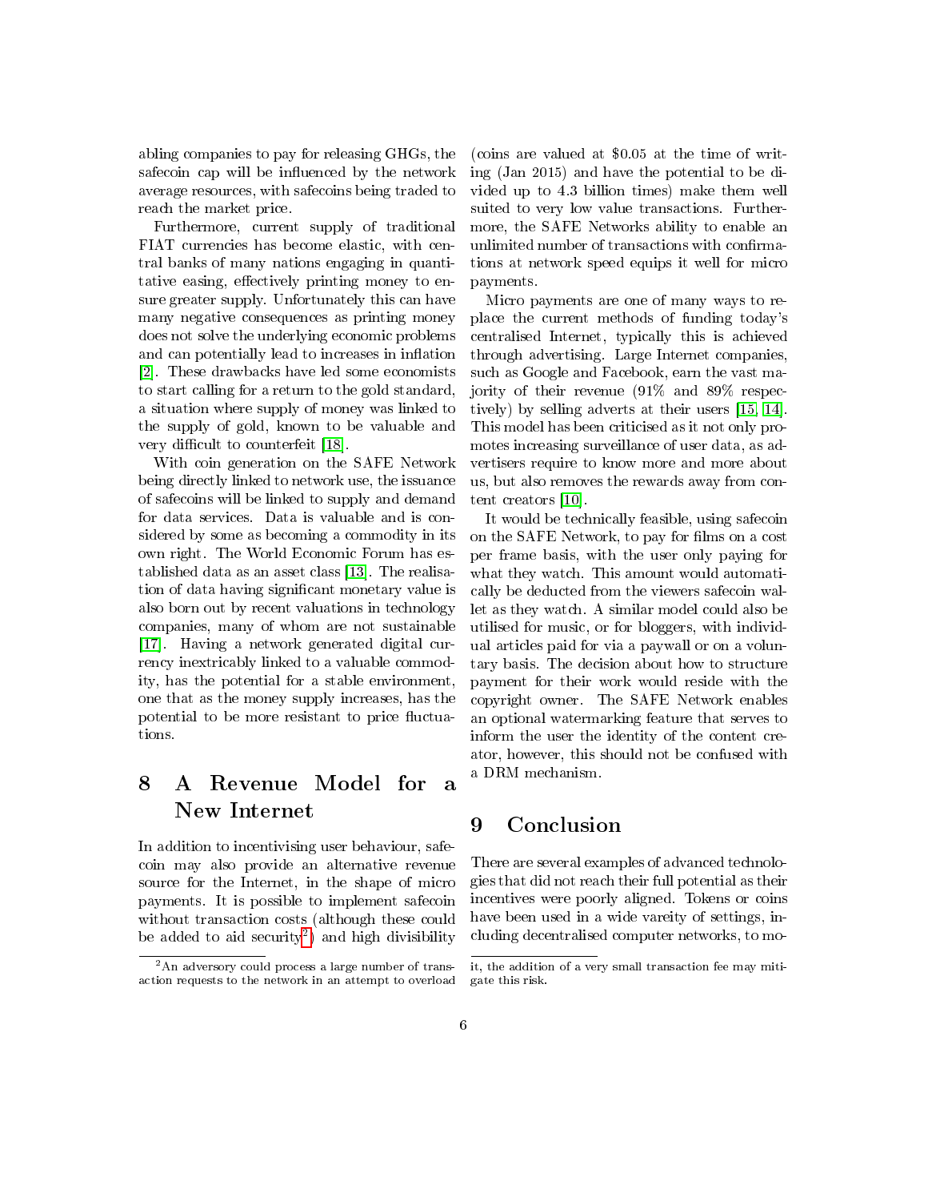abling companies to pay for releasing GHGs, the safecoin cap will be influenced by the network average resources, with safecoins being traded to reach the market price.

Furthermore, current supply of traditional FIAT currencies has become elastic, with central banks of many nations engaging in quantitative easing, effectively printing money to ensure greater supply. Unfortunately this can have many negative consequences as printing money does not solve the underlying economic problems and can potentially lead to increases in inflation [2]. These drawbacks have led some economists to start calling for a return to the gold standard, a situation where supply of money was linked to the supply of gold, known to be valuable and very difficult to counterfeit [18].

With coin generation on the SAFE Network being directly linked to network use, the issuance of safecoins will be linked to supply and demand for data services. Data is valuable and is considered by some as becoming a commodity in its own right. The World Economic Forum has established data as an asset class [13]. The realisation of data having significant monetary value is also born out by recent valuations in technology companies, many of whom are not sustainable [17]. Having a network generated digital currency inextricably linked to a valuable commodity, has the potential for a stable environment, one that as the money supply increases, has the potential to be more resistant to price fluctuations.

## 8 A Revenue Model for a New Internet

In addition to incentivising user behaviour, safecoin may also provide an alternative revenue source for the Internet, in the shape of micro payments. It is possible to implement safecoin without transaction costs (although these could be added to aid security[2]) and high divisibility (coins are valued at $0.05 at the time of writing (Jan 2015) and have the potential to be divided up to 4.3 billion times) make them well suited to very low value transactions. Furthermore, the SAFE Networks ability to enable an unlimited number of transactions with confirmations at network speed equips it well for micro payments.

Micro payments are one of many ways to replace the current methods of funding today's centralised Internet, typically this is achieved through advertising. Large Internet companies, such as Google and Facebook, earn the vast majority of their revenue (91% and 89% respectively) by selling adverts at their users [15, 14]. This model has been criticised as it not only promotes increasing surveillance of user data, as advertisers require to know more and more about us, but also removes the rewards away from content creators [10].

It would be technically feasible, using safecoin on the SAFE Network, to pay for films on a cost per frame basis, with the user only paying for what they watch. This amount would automatically be deducted from the viewers safecoin wallet as they watch. A similar model could also be utilised for music, or for bloggers, with individual articles paid for via a paywall or on a voluntary basis. The decision about how to structure payment for their work would reside with the copyright owner. The SAFE Network enables an optional watermarking feature that serves to inform the user the identity of the content creator, however, this should not be confused with a DRM mechanism.

## 9 Conclusion

There are several examples of advanced technologies that did not reach their full potential as their incentives were poorly aligned. Tokens or coins have been used in a wide vareity of settings, including decentralised computer networks, to mo-

[2] An adversory could process a large number of transaction requests to the network in an attempt to overload it, the addition of a very small transaction fee may mitigate this risk.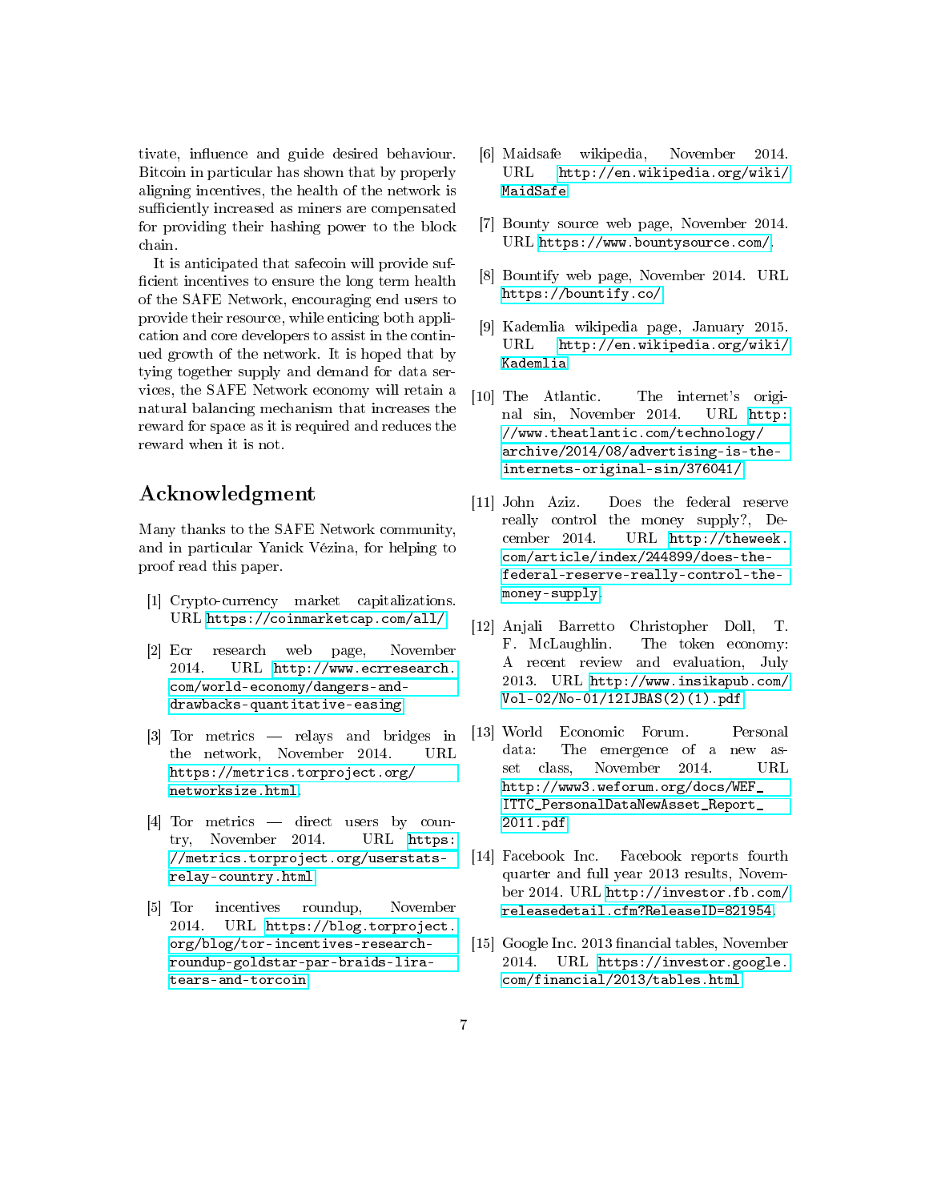tivate, influence and guide desired behaviour. Bitcoin in particular has shown that by properly aligning incentives, the health of the network is sufficiently increased as miners are compensated for providing their hashing power to the block chain.

It is anticipated that safecoin will provide sufficient incentives to ensure the long term health of the SAFE Network, encouraging end users to provide their resource, while enticing both application and core developers to assist in the continued growth of the network. It is hoped that by tying together supply and demand for data services, the SAFE Network economy will retain a natural balancing mechanism that increases the reward for space as it is required and reduces the reward when it is not.

## Acknowledgment

Many thanks to the SAFE Network community, and in particular Yanick Vézina, for helping to proof read this paper.

[1] Crypto-currency market capitalizations. URL https://coinmarketcap.com/all/.

[2] Ecr research web page, November 2014. URL http://www.ecrresearch.com/world-economy/dangers-and-drawbacks-quantitative-easing.

[3] Tor metrics — relays and bridges in the network, November 2014. URL https://metrics.torproject.org/networksize.html.

[4] Tor metrics — direct users by country, November 2014. URL https://metrics.torproject.org/userstats-relay-country.html.

[5] Tor incentives roundup, November 2014. URL https://blog.torproject.org/blog/tor-incentives-research-roundup-goldstar-par-braids-lira-tears-and-torcoin.

[6] Maidsafe wikipedia, November 2014. URL http://en.wikipedia.org/wiki/MaidSafe.

[7] Bounty source web page, November 2014. URL https://www.bountysource.com/.

[8] Bountify web page, November 2014. URL https://bountify.co/.

[9] Kademlia wikipedia page, January 2015. URL http://en.wikipedia.org/wiki/Kademlia.

[10] The Atlantic. The internet's original sin, November 2014. URL http://www.theatlantic.com/technology/archive/2014/08/advertising-is-the-internets-original-sin/376041/.

[11] John Aziz. Does the federal reserve really control the money supply?, December 2014. URL http://theweek.com/article/index/244899/does-the-federal-reserve-really-control-the-money-supply.

[12] Anjali Barretto Christopher Doll, T. F. McLaughlin. The token economy: A recent review and evaluation, July 2013. URL http://www.insikapub.com/Vol-02/No-01/12IJBAS(2)(1).pdf.

[13] World Economic Forum. Personal data: The emergence of a new asset class, November 2014. URL http://www3.weforum.org/docs/WEF_ITTC_PersonalDataNewAsset_Report_2011.pdf.

[14] Facebook Inc. Facebook reports fourth quarter and full year 2013 results, November 2014. URL http://investor.fb.com/releasedetail.cfm?ReleaseID=821954.

[15] Google Inc. 2013 financial tables, November 2014. URL https://investor.google.com/financial/2013/tables.html.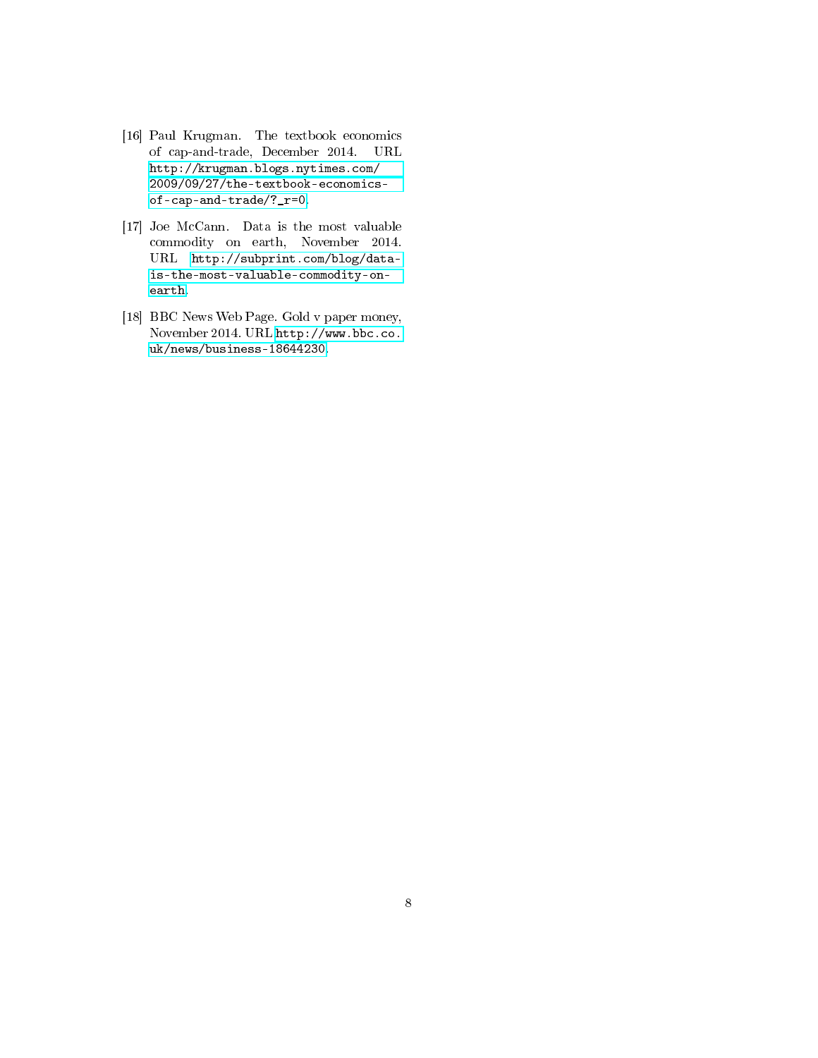[16] Paul Krugman. The textbook economics of cap-and-trade, December 2014. URL http://krugman.blogs.nytimes.com/2009/09/27/the-textbook-economics-of-cap-and-trade/?_r=0.

[17] Joe McCann. Data is the most valuable commodity on earth, November 2014. URL http://subprint.com/blog/data-is-the-most-valuable-commodity-on-earth.

[18] BBC News Web Page. Gold v paper money, November 2014. URL http://www.bbc.co.uk/news/business-18644230.